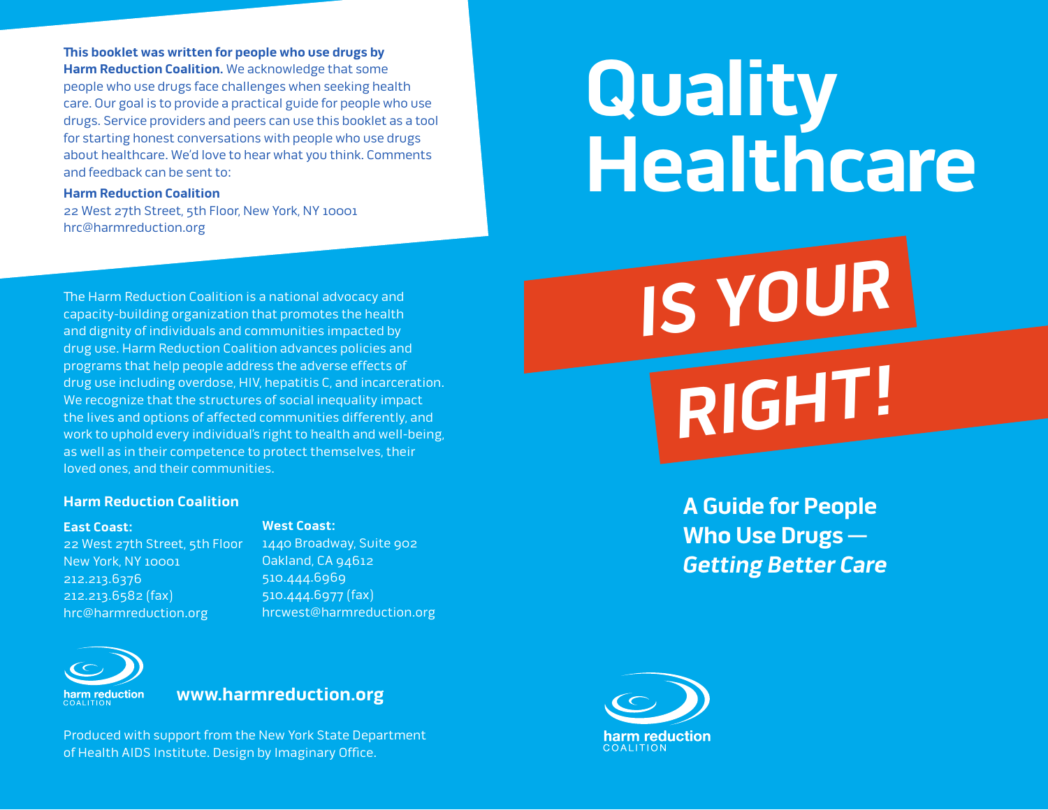# Quality Healthcare IS YOUR RIGHT!

## A Guide for People Who Use Drugs — *Getting Better Care*

harm reduction COALITION

**This booklet was written for people who use drugs by Harm Reduction Coalition.** We acknowledge that some people who use drugs face challenges when seeking health care. Our goal is to provide a practical guide for people who use drugs. Service providers and peers can use this booklet as a tool for starting honest conversations with people who use drugs about healthcare. We'd love to hear what you think. Comments and feedback can be sent to:

**Harm Reduction Coalition**
22 West 27th Street, 5th Floor, New York, NY 10001
hrc@harmreduction.org

The Harm Reduction Coalition is a national advocacy and capacity-building organization that promotes the health and dignity of individuals and communities impacted by drug use. Harm Reduction Coalition advances policies and programs that help people address the adverse effects of drug use including overdose, HIV, hepatitis C, and incarceration. We recognize that the structures of social inequality impact the lives and options of affected communities differently, and work to uphold every individual's right to health and well-being, as well as in their competence to protect themselves, their loved ones, and their communities.

**Harm Reduction Coalition**

**East Coast:**
22 West 27th Street, 5th Floor
New York, NY 10001
212.213.6376
212.213.6582 (fax)
hrc@harmreduction.org

**West Coast:**
1440 Broadway, Suite 902
Oakland, CA 94612
510.444.6969
510.444.6977 (fax)
hrcwest@harmreduction.org

harm reduction COALITION

**www.harmreduction.org**

Produced with support from the New York State Department of Health AIDS Institute. Design by Imaginary Office.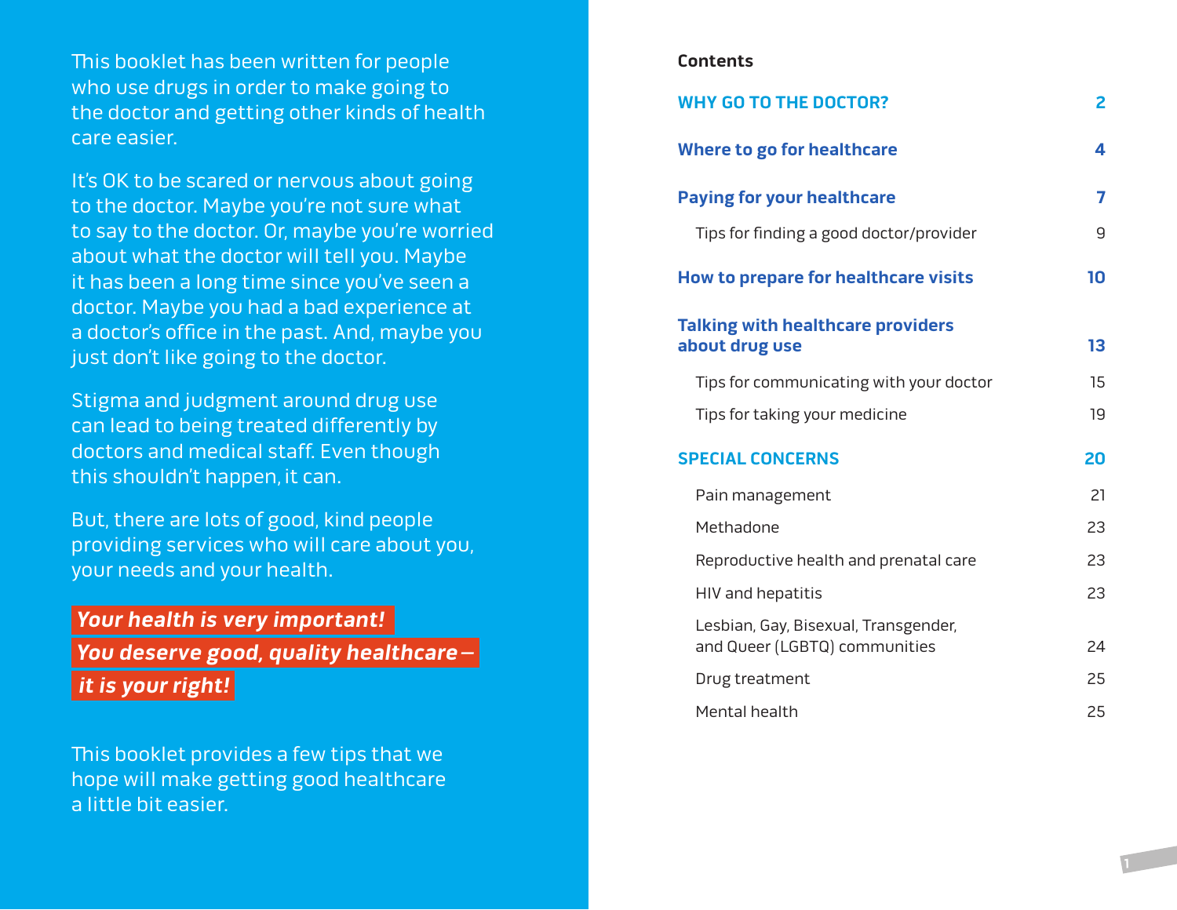This booklet has been written for people who use drugs in order to make going to the doctor and getting other kinds of health care easier.

It's OK to be scared or nervous about going to the doctor. Maybe you're not sure what to say to the doctor. Or, maybe you're worried about what the doctor will tell you. Maybe it has been a long time since you've seen a doctor. Maybe you had a bad experience at a doctor's office in the past. And, maybe you just don't like going to the doctor.

Stigma and judgment around drug use can lead to being treated differently by doctors and medical staff. Even though this shouldn't happen, it can.

But, there are lots of good, kind people providing services who will care about you, your needs and your health.

***Your health is very important!***
***You deserve good, quality healthcare – it is your right!***

This booklet provides a few tips that we hope will make getting good healthcare a little bit easier.

## Contents

| | |
|---|---|
| **WHY GO TO THE DOCTOR?** | **2** |
| **Where to go for healthcare** | **4** |
| **Paying for your healthcare** | **7** |
| Tips for finding a good doctor/provider | 9 |
| **How to prepare for healthcare visits** | **10** |
| **Talking with healthcare providers about drug use** | **13** |
| Tips for communicating with your doctor | 15 |
| Tips for taking your medicine | 19 |
| **SPECIAL CONCERNS** | **20** |
| Pain management | 21 |
| Methadone | 23 |
| Reproductive health and prenatal care | 23 |
| HIV and hepatitis | 23 |
| Lesbian, Gay, Bisexual, Transgender, and Queer (LGBTQ) communities | 24 |
| Drug treatment | 25 |
| Mental health | 25 |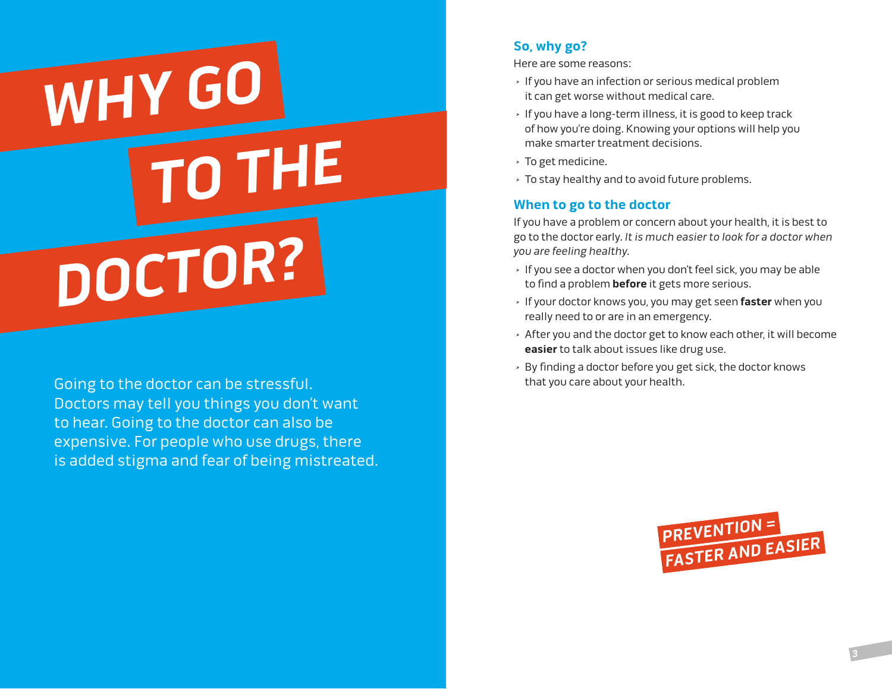# WHY GO TO THE DOCTOR?

Going to the doctor can be stressful. Doctors may tell you things you don't want to hear. Going to the doctor can also be expensive. For people who use drugs, there is added stigma and fear of being mistreated.

## So, why go?

Here are some reasons:

- If you have an infection or serious medical problem it can get worse without medical care.
- If you have a long-term illness, it is good to keep track of how you're doing. Knowing your options will help you make smarter treatment decisions.
- To get medicine.
- To stay healthy and to avoid future problems.

## When to go to the doctor

If you have a problem or concern about your health, it is best to go to the doctor early. *It is much easier to look for a doctor when you are feeling healthy.*

- If you see a doctor when you don't feel sick, you may be able to find a problem **before** it gets more serious.
- If your doctor knows you, you may get seen **faster** when you really need to or are in an emergency.
- After you and the doctor get to know each other, it will become **easier** to talk about issues like drug use.
- By finding a doctor before you get sick, the doctor knows that you care about your health.

**PREVENTION = FASTER AND EASIER**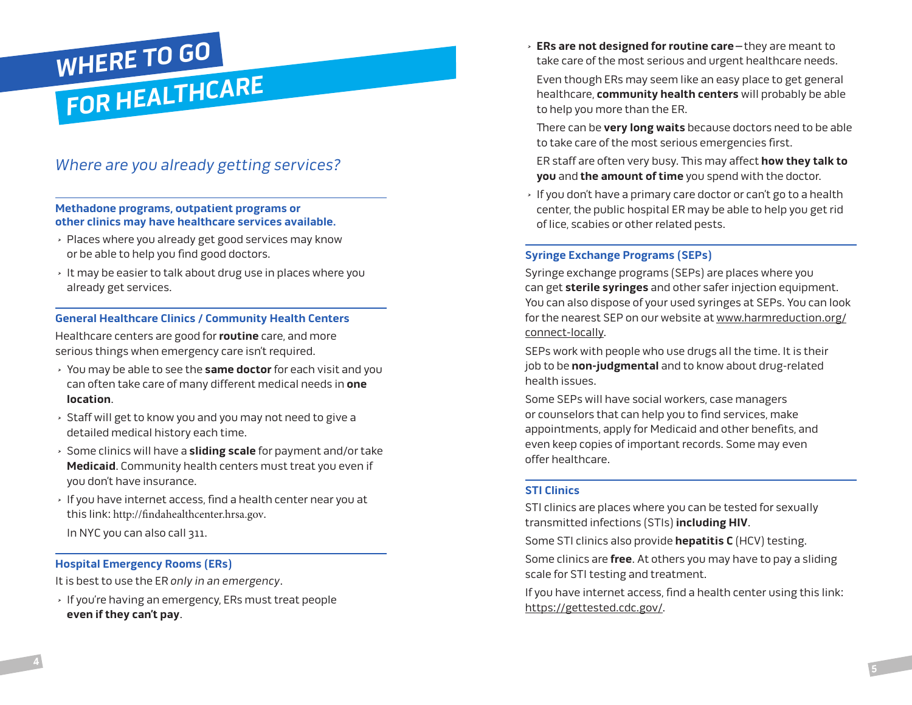# WHERE TO GO FOR HEALTHCARE

## *Where are you already getting services?*

### Methadone programs, outpatient programs or other clinics may have healthcare services available.

- Places where you already get good services may know or be able to help you find good doctors.
- It may be easier to talk about drug use in places where you already get services.

### General Healthcare Clinics / Community Health Centers

Healthcare centers are good for **routine** care, and more serious things when emergency care isn't required.

- You may be able to see the **same doctor** for each visit and you can often take care of many different medical needs in **one location**.
- Staff will get to know you and you may not need to give a detailed medical history each time.
- Some clinics will have a **sliding scale** for payment and/or take **Medicaid**. Community health centers must treat you even if you don't have insurance.
- If you have internet access, find a health center near you at this link: http://findahealthcenter.hrsa.gov.

  In NYC you can also call 311.

### Hospital Emergency Rooms (ERs)

It is best to use the ER *only in an emergency*.

- If you're having an emergency, ERs must treat people **even if they can't pay**.
- **ERs are not designed for routine care**—they are meant to take care of the most serious and urgent healthcare needs.

  Even though ERs may seem like an easy place to get general healthcare, **community health centers** will probably be able to help you more than the ER.

  There can be **very long waits** because doctors need to be able to take care of the most serious emergencies first.

  ER staff are often very busy. This may affect **how they talk to you** and **the amount of time** you spend with the doctor.
- If you don't have a primary care doctor or can't go to a health center, the public hospital ER may be able to help you get rid of lice, scabies or other related pests.

### Syringe Exchange Programs (SEPs)

Syringe exchange programs (SEPs) are places where you can get **sterile syringes** and other safer injection equipment. You can also dispose of your used syringes at SEPs. You can look for the nearest SEP on our website at www.harmreduction.org/connect-locally.

SEPs work with people who use drugs all the time. It is their job to be **non-judgmental** and to know about drug-related health issues.

Some SEPs will have social workers, case managers or counselors that can help you to find services, make appointments, apply for Medicaid and other benefits, and even keep copies of important records. Some may even offer healthcare.

### STI Clinics

STI clinics are places where you can be tested for sexually transmitted infections (STIs) **including HIV**.

Some STI clinics also provide **hepatitis C** (HCV) testing.

Some clinics are **free**. At others you may have to pay a sliding scale for STI testing and treatment.

If you have internet access, find a health center using this link: https://gettested.cdc.gov/.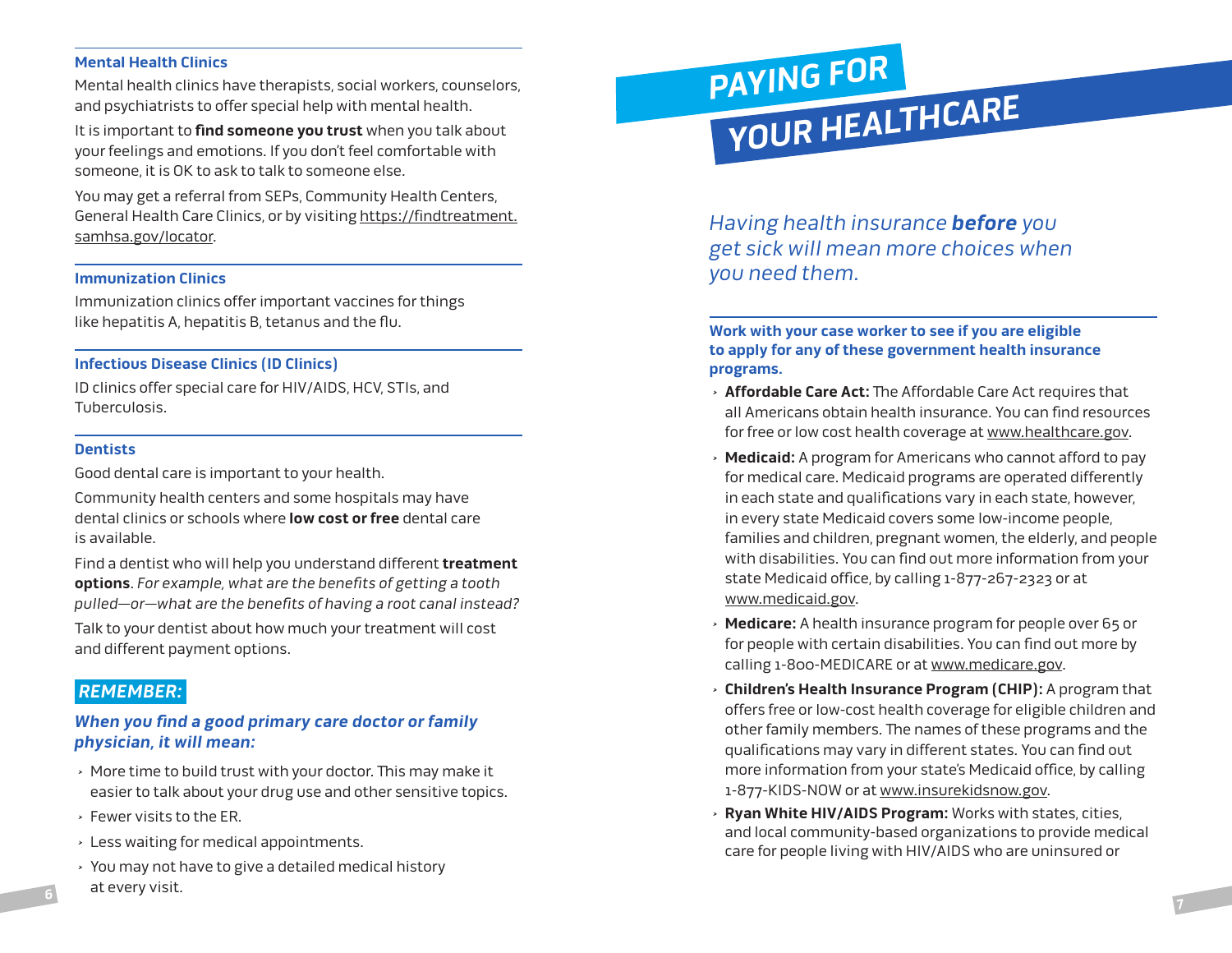### Mental Health Clinics

Mental health clinics have therapists, social workers, counselors, and psychiatrists to offer special help with mental health.

It is important to **find someone you trust** when you talk about your feelings and emotions. If you don't feel comfortable with someone, it is OK to ask to talk to someone else.

You may get a referral from SEPs, Community Health Centers, General Health Care Clinics, or by visiting https://findtreatment.samhsa.gov/locator.

### Immunization Clinics

Immunization clinics offer important vaccines for things like hepatitis A, hepatitis B, tetanus and the flu.

### Infectious Disease Clinics (ID Clinics)

ID clinics offer special care for HIV/AIDS, HCV, STIs, and Tuberculosis.

### Dentists

Good dental care is important to your health.

Community health centers and some hospitals may have dental clinics or schools where **low cost or free** dental care is available.

Find a dentist who will help you understand different **treatment options**. *For example, what are the benefits of getting a tooth pulled—or—what are the benefits of having a root canal instead?*

Talk to your dentist about how much your treatment will cost and different payment options.

### *REMEMBER:*

***When you find a good primary care doctor or family physician, it will mean:***

- More time to build trust with your doctor. This may make it easier to talk about your drug use and other sensitive topics.
- Fewer visits to the ER.
- Less waiting for medical appointments.
- You may not have to give a detailed medical history at every visit.

# PAYING FOR YOUR HEALTHCARE

*Having health insurance **before** you get sick will mean more choices when you need them.*

**Work with your case worker to see if you are eligible to apply for any of these government health insurance programs.**

- **Affordable Care Act:** The Affordable Care Act requires that all Americans obtain health insurance. You can find resources for free or low cost health coverage at www.healthcare.gov.
- **Medicaid:** A program for Americans who cannot afford to pay for medical care. Medicaid programs are operated differently in each state and qualifications vary in each state, however, in every state Medicaid covers some low-income people, families and children, pregnant women, the elderly, and people with disabilities. You can find out more information from your state Medicaid office, by calling 1-877-267-2323 or at www.medicaid.gov.
- **Medicare:** A health insurance program for people over 65 or for people with certain disabilities. You can find out more by calling 1-800-MEDICARE or at www.medicare.gov.
- **Children's Health Insurance Program (CHIP):** A program that offers free or low-cost health coverage for eligible children and other family members. The names of these programs and the qualifications may vary in different states. You can find out more information from your state's Medicaid office, by calling 1-877-KIDS-NOW or at www.insurekidsnow.gov.
- **Ryan White HIV/AIDS Program:** Works with states, cities, and local community-based organizations to provide medical care for people living with HIV/AIDS who are uninsured or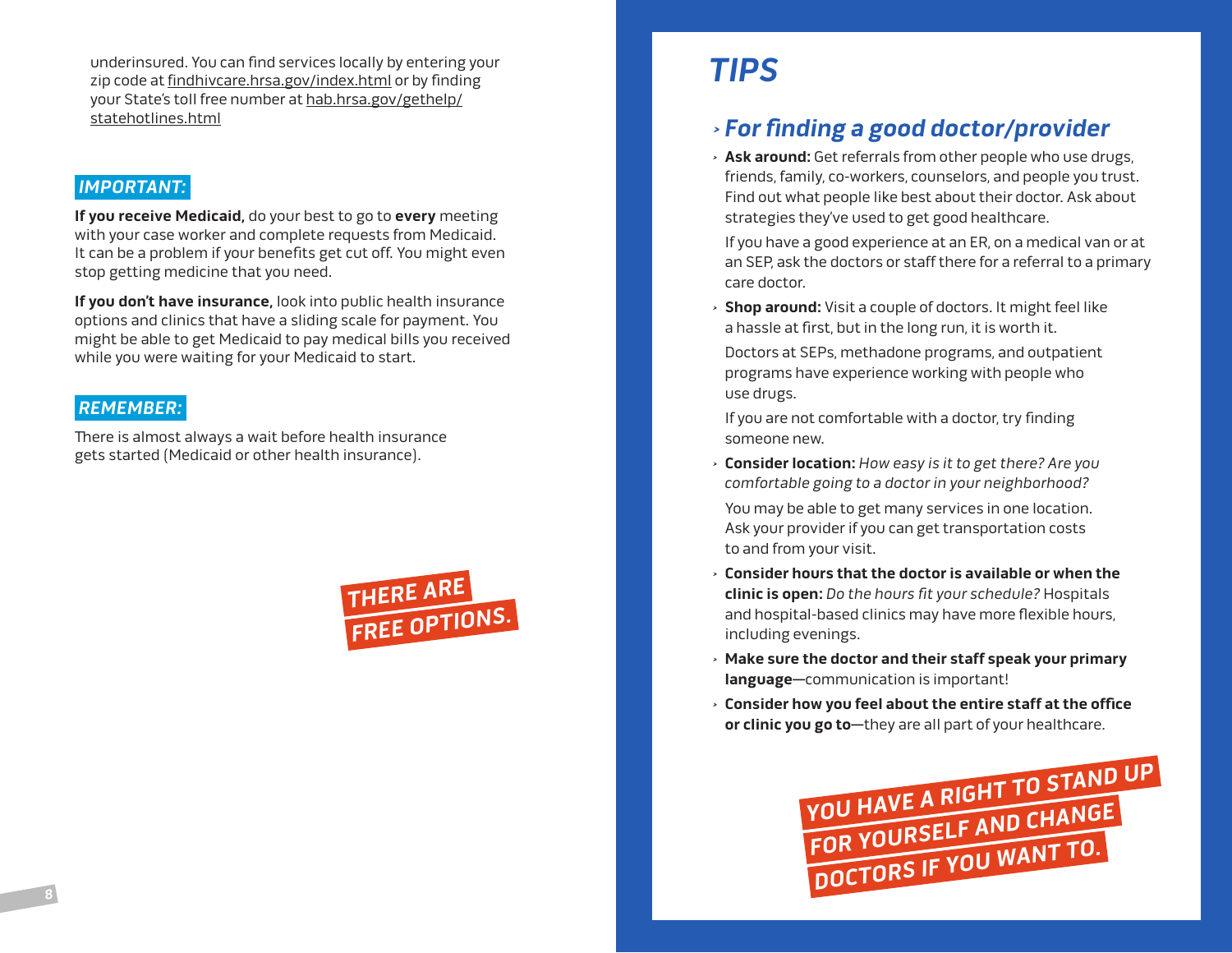underinsured. You can find services locally by entering your zip code at findhivcare.hrsa.gov/index.html or by finding your State's toll free number at hab.hrsa.gov/gethelp/statehotlines.html

**IMPORTANT:**

**If you receive Medicaid,** do your best to go to **every** meeting with your case worker and complete requests from Medicaid. It can be a problem if your benefits get cut off. You might even stop getting medicine that you need.

**If you don't have insurance,** look into public health insurance options and clinics that have a sliding scale for payment. You might be able to get Medicaid to pay medical bills you received while you were waiting for your Medicaid to start.

**REMEMBER:**

There is almost always a wait before health insurance gets started (Medicaid or other health insurance).

**THERE ARE FREE OPTIONS.**

# TIPS

## *For finding a good doctor/provider*

- **Ask around:** Get referrals from other people who use drugs, friends, family, co-workers, counselors, and people you trust. Find out what people like best about their doctor. Ask about strategies they've used to get good healthcare.

  If you have a good experience at an ER, on a medical van or at an SEP, ask the doctors or staff there for a referral to a primary care doctor.

- **Shop around:** Visit a couple of doctors. It might feel like a hassle at first, but in the long run, it is worth it.

  Doctors at SEPs, methadone programs, and outpatient programs have experience working with people who use drugs.

  If you are not comfortable with a doctor, try finding someone new.

- **Consider location:** *How easy is it to get there? Are you comfortable going to a doctor in your neighborhood?*

  You may be able to get many services in one location. Ask your provider if you can get transportation costs to and from your visit.

- **Consider hours that the doctor is available or when the clinic is open:** *Do the hours fit your schedule?* Hospitals and hospital-based clinics may have more flexible hours, including evenings.
- **Make sure the doctor and their staff speak your primary language**—communication is important!
- **Consider how you feel about the entire staff at the office or clinic you go to**—they are all part of your healthcare.

**YOU HAVE A RIGHT TO STAND UP FOR YOURSELF AND CHANGE DOCTORS IF YOU WANT TO.**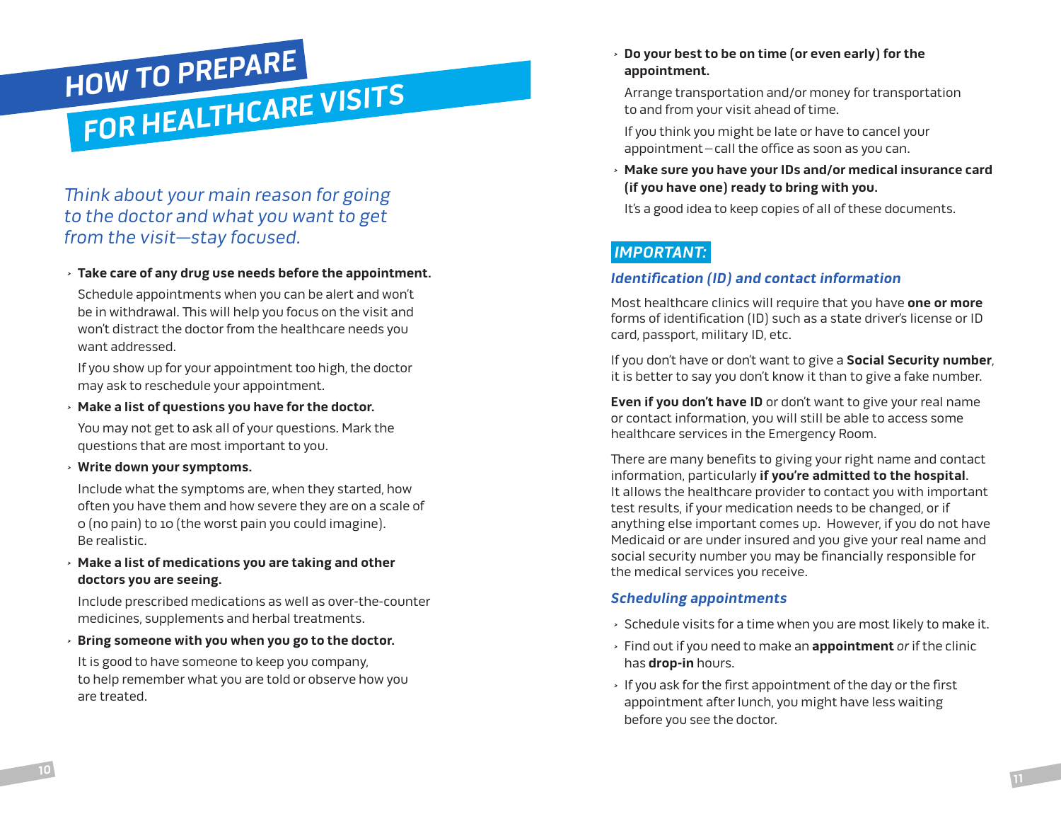# HOW TO PREPARE FOR HEALTHCARE VISITS

*Think about your main reason for going to the doctor and what you want to get from the visit—stay focused.*

- **Take care of any drug use needs before the appointment.**

  Schedule appointments when you can be alert and won't be in withdrawal. This will help you focus on the visit and won't distract the doctor from the healthcare needs you want addressed.

  If you show up for your appointment too high, the doctor may ask to reschedule your appointment.

- **Make a list of questions you have for the doctor.**

  You may not get to ask all of your questions. Mark the questions that are most important to you.

- **Write down your symptoms.**

  Include what the symptoms are, when they started, how often you have them and how severe they are on a scale of 0 (no pain) to 10 (the worst pain you could imagine). Be realistic.

- **Make a list of medications you are taking and other doctors you are seeing.**

  Include prescribed medications as well as over-the-counter medicines, supplements and herbal treatments.

- **Bring someone with you when you go to the doctor.**

  It is good to have someone to keep you company, to help remember what you are told or observe how you are treated.

- **Do your best to be on time (or even early) for the appointment.**

  Arrange transportation and/or money for transportation to and from your visit ahead of time.

  If you think you might be late or have to cancel your appointment—call the office as soon as you can.

- **Make sure you have your IDs and/or medical insurance card (if you have one) ready to bring with you.**

  It's a good idea to keep copies of all of these documents.

## *IMPORTANT:*

### *Identification (ID) and contact information*

Most healthcare clinics will require that you have **one or more** forms of identification (ID) such as a state driver's license or ID card, passport, military ID, etc.

If you don't have or don't want to give a **Social Security number**, it is better to say you don't know it than to give a fake number.

**Even if you don't have ID** or don't want to give your real name or contact information, you will still be able to access some healthcare services in the Emergency Room.

There are many benefits to giving your right name and contact information, particularly **if you're admitted to the hospital**. It allows the healthcare provider to contact you with important test results, if your medication needs to be changed, or if anything else important comes up. However, if you do not have Medicaid or are under insured and you give your real name and social security number you may be financially responsible for the medical services you receive.

### *Scheduling appointments*

- Schedule visits for a time when you are most likely to make it.
- Find out if you need to make an **appointment** *or* if the clinic has **drop-in** hours.
- If you ask for the first appointment of the day or the first appointment after lunch, you might have less waiting before you see the doctor.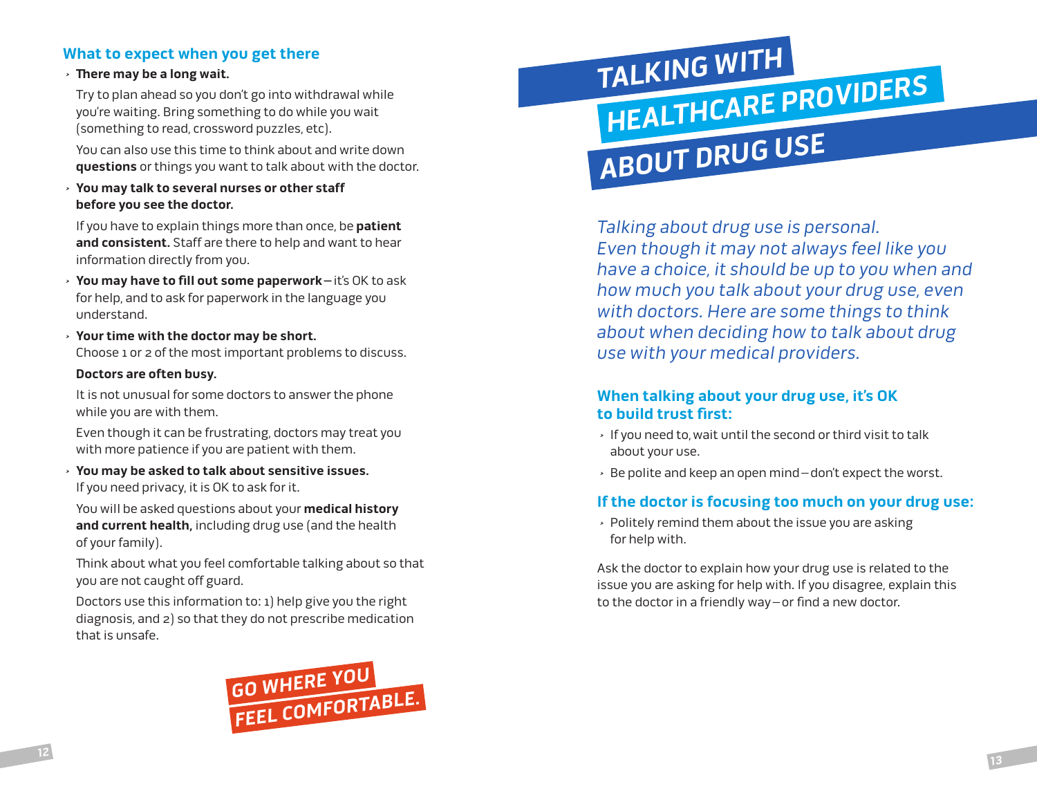## What to expect when you get there

- **There may be a long wait.**

  Try to plan ahead so you don't go into withdrawal while you're waiting. Bring something to do while you wait (something to read, crossword puzzles, etc).

  You can also use this time to think about and write down **questions** or things you want to talk about with the doctor.

- **You may talk to several nurses or other staff before you see the doctor.**

  If you have to explain things more than once, be **patient and consistent.** Staff are there to help and want to hear information directly from you.

- **You may have to fill out some paperwork** – it's OK to ask for help, and to ask for paperwork in the language you understand.

- **Your time with the doctor may be short.** Choose 1 or 2 of the most important problems to discuss.

  **Doctors are often busy.**

  It is not unusual for some doctors to answer the phone while you are with them.

  Even though it can be frustrating, doctors may treat you with more patience if you are patient with them.

- **You may be asked to talk about sensitive issues.** If you need privacy, it is OK to ask for it.

  You will be asked questions about your **medical history and current health,** including drug use (and the health of your family).

  Think about what you feel comfortable talking about so that you are not caught off guard.

  Doctors use this information to: 1) help give you the right diagnosis, and 2) so that they do not prescribe medication that is unsafe.

**GO WHERE YOU FEEL COMFORTABLE.**

# TALKING WITH HEALTHCARE PROVIDERS ABOUT DRUG USE

*Talking about drug use is personal. Even though it may not always feel like you have a choice, it should be up to you when and how much you talk about your drug use, even with doctors. Here are some things to think about when deciding how to talk about drug use with your medical providers.*

### When talking about your drug use, it's OK to build trust first:

- If you need to, wait until the second or third visit to talk about your use.
- Be polite and keep an open mind – don't expect the worst.

### If the doctor is focusing too much on your drug use:

- Politely remind them about the issue you are asking for help with.

Ask the doctor to explain how your drug use is related to the issue you are asking for help with. If you disagree, explain this to the doctor in a friendly way – or find a new doctor.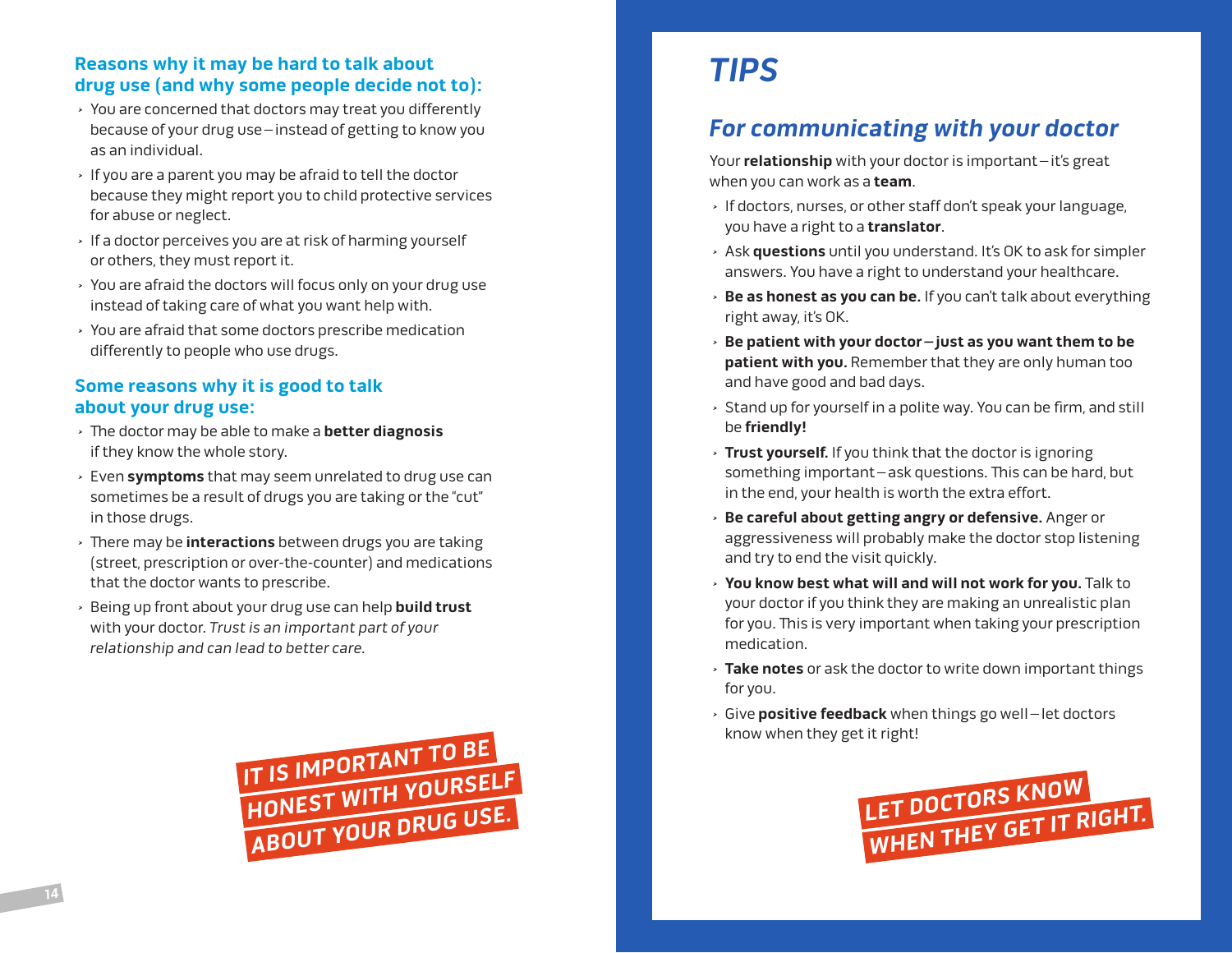## Reasons why it may be hard to talk about drug use (and why some people decide not to):

- You are concerned that doctors may treat you differently because of your drug use – instead of getting to know you as an individual.
- If you are a parent you may be afraid to tell the doctor because they might report you to child protective services for abuse or neglect.
- If a doctor perceives you are at risk of harming yourself or others, they must report it.
- You are afraid the doctors will focus only on your drug use instead of taking care of what you want help with.
- You are afraid that some doctors prescribe medication differently to people who use drugs.

## Some reasons why it is good to talk about your drug use:

- The doctor may be able to make a **better diagnosis** if they know the whole story.
- Even **symptoms** that may seem unrelated to drug use can sometimes be a result of drugs you are taking or the "cut" in those drugs.
- There may be **interactions** between drugs you are taking (street, prescription or over-the-counter) and medications that the doctor wants to prescribe.
- Being up front about your drug use can help **build trust** with your doctor. *Trust is an important part of your relationship and can lead to better care.*

**IT IS IMPORTANT TO BE HONEST WITH YOURSELF ABOUT YOUR DRUG USE.**

# TIPS

## For communicating with your doctor

Your **relationship** with your doctor is important – it's great when you can work as a **team**.

- If doctors, nurses, or other staff don't speak your language, you have a right to a **translator**.
- Ask **questions** until you understand. It's OK to ask for simpler answers. You have a right to understand your healthcare.
- **Be as honest as you can be.** If you can't talk about everything right away, it's OK.
- **Be patient with your doctor – just as you want them to be patient with you.** Remember that they are only human too and have good and bad days.
- Stand up for yourself in a polite way. You can be firm, and still be **friendly!**
- **Trust yourself.** If you think that the doctor is ignoring something important – ask questions. This can be hard, but in the end, your health is worth the extra effort.
- **Be careful about getting angry or defensive.** Anger or aggressiveness will probably make the doctor stop listening and try to end the visit quickly.
- **You know best what will and will not work for you.** Talk to your doctor if you think they are making an unrealistic plan for you. This is very important when taking your prescription medication.
- **Take notes** or ask the doctor to write down important things for you.
- Give **positive feedback** when things go well – let doctors know when they get it right!

**LET DOCTORS KNOW WHEN THEY GET IT RIGHT.**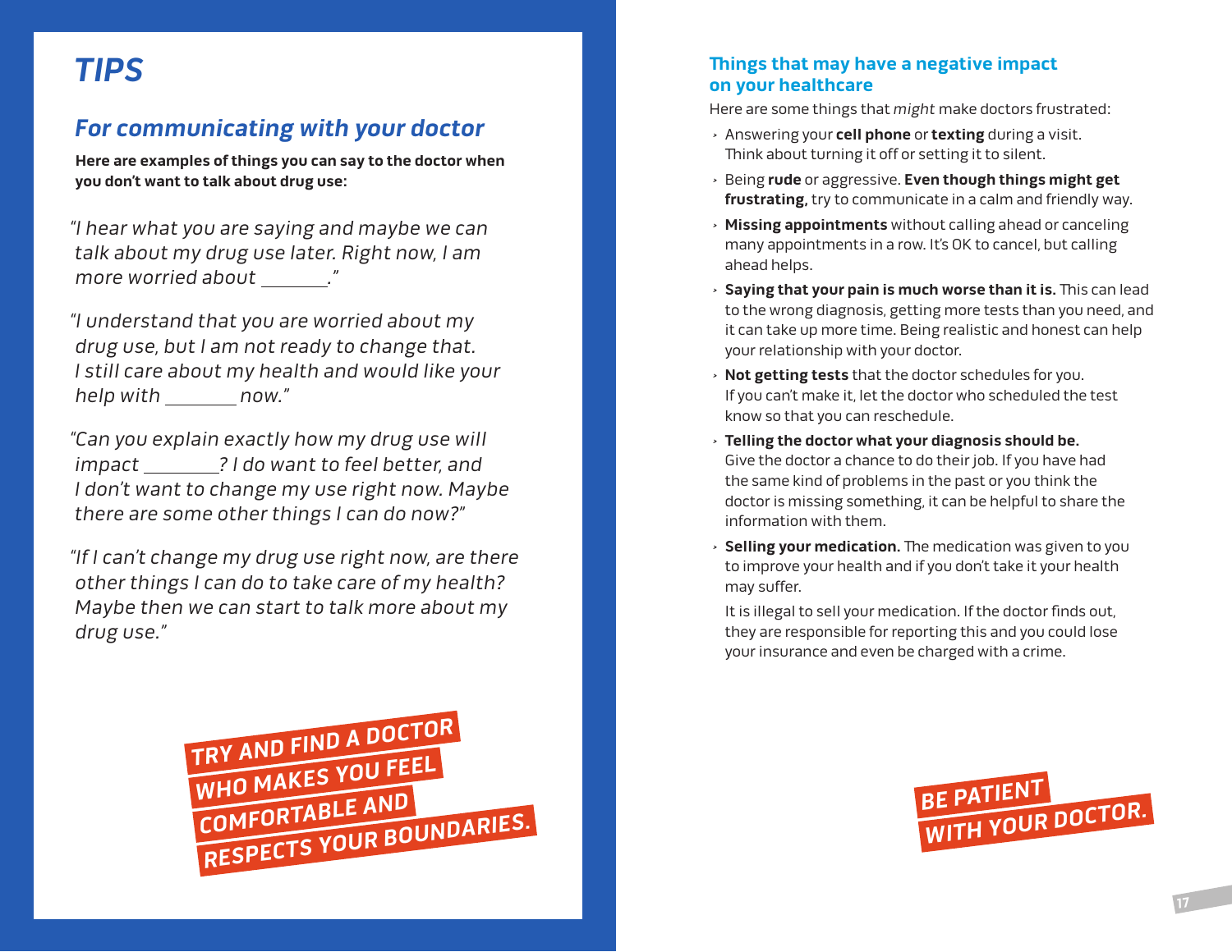# *TIPS*

## *For communicating with your doctor*

**Here are examples of things you can say to the doctor when you don't want to talk about drug use:**

*"I hear what you are saying and maybe we can talk about my drug use later. Right now, I am more worried about _______."*

*"I understand that you are worried about my drug use, but I am not ready to change that. I still care about my health and would like your help with _______ now."*

*"Can you explain exactly how my drug use will impact _______? I do want to feel better, and I don't want to change my use right now. Maybe there are some other things I can do now?"*

*"If I can't change my drug use right now, are there other things I can do to take care of my health? Maybe then we can start to talk more about my drug use."*

**TRY AND FIND A DOCTOR WHO MAKES YOU FEEL COMFORTABLE AND RESPECTS YOUR BOUNDARIES.**

### Things that may have a negative impact on your healthcare

Here are some things that *might* make doctors frustrated:

- Answering your **cell phone** or **texting** during a visit. Think about turning it off or setting it to silent.
- Being **rude** or aggressive. **Even though things might get frustrating,** try to communicate in a calm and friendly way.
- **Missing appointments** without calling ahead or canceling many appointments in a row. It's OK to cancel, but calling ahead helps.
- **Saying that your pain is much worse than it is.** This can lead to the wrong diagnosis, getting more tests than you need, and it can take up more time. Being realistic and honest can help your relationship with your doctor.
- **Not getting tests** that the doctor schedules for you. If you can't make it, let the doctor who scheduled the test know so that you can reschedule.
- **Telling the doctor what your diagnosis should be.** Give the doctor a chance to do their job. If you have had the same kind of problems in the past or you think the doctor is missing something, it can be helpful to share the information with them.
- **Selling your medication.** The medication was given to you to improve your health and if you don't take it your health may suffer.

  It is illegal to sell your medication. If the doctor finds out, they are responsible for reporting this and you could lose your insurance and even be charged with a crime.

**BE PATIENT WITH YOUR DOCTOR.**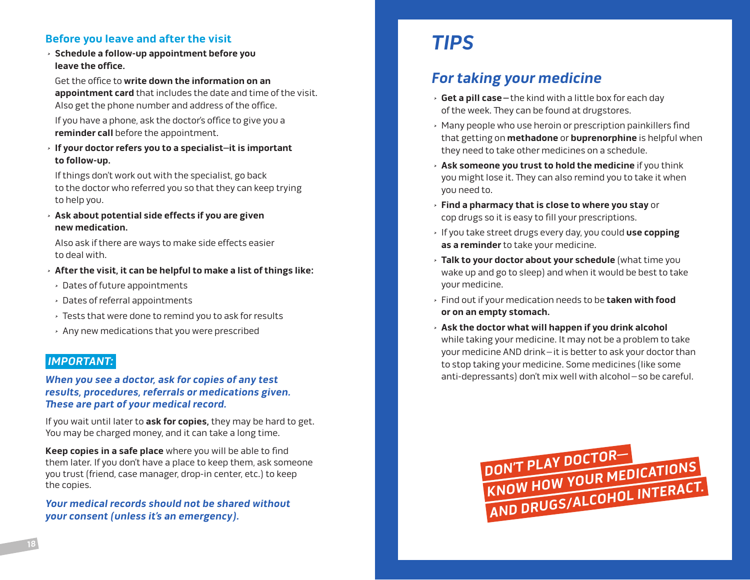## Before you leave and after the visit

- **Schedule a follow-up appointment before you leave the office.**

  Get the office to **write down the information on an appointment card** that includes the date and time of the visit. Also get the phone number and address of the office.

  If you have a phone, ask the doctor's office to give you a **reminder call** before the appointment.

- **If your doctor refers you to a specialist—it is important to follow-up.**

  If things don't work out with the specialist, go back to the doctor who referred you so that they can keep trying to help you.

- **Ask about potential side effects if you are given new medication.**

  Also ask if there are ways to make side effects easier to deal with.

- **After the visit, it can be helpful to make a list of things like:**
  - Dates of future appointments
  - Dates of referral appointments
  - Tests that were done to remind you to ask for results
  - Any new medications that you were prescribed

### *IMPORTANT:*

***When you see a doctor, ask for copies of any test results, procedures, referrals or medications given. These are part of your medical record.***

If you wait until later to **ask for copies,** they may be hard to get. You may be charged money, and it can take a long time.

**Keep copies in a safe place** where you will be able to find them later. If you don't have a place to keep them, ask someone you trust (friend, case manager, drop-in center, etc.) to keep the copies.

***Your medical records should not be shared without your consent (unless it's an emergency).***

# *TIPS*

## *For taking your medicine*

- **Get a pill case**—the kind with a little box for each day of the week. They can be found at drugstores.
- Many people who use heroin or prescription painkillers find that getting on **methadone** or **buprenorphine** is helpful when they need to take other medicines on a schedule.
- **Ask someone you trust to hold the medicine** if you think you might lose it. They can also remind you to take it when you need to.
- **Find a pharmacy that is close to where you stay** or cop drugs so it is easy to fill your prescriptions.
- If you take street drugs every day, you could **use copping as a reminder** to take your medicine.
- **Talk to your doctor about your schedule** (what time you wake up and go to sleep) and when it would be best to take your medicine.
- Find out if your medication needs to be **taken with food or on an empty stomach.**
- **Ask the doctor what will happen if you drink alcohol** while taking your medicine. It may not be a problem to take your medicine AND drink—it is better to ask your doctor than to stop taking your medicine. Some medicines (like some anti-depressants) don't mix well with alcohol—so be careful.

**DON'T PLAY DOCTOR— KNOW HOW YOUR MEDICATIONS AND DRUGS/ALCOHOL INTERACT.**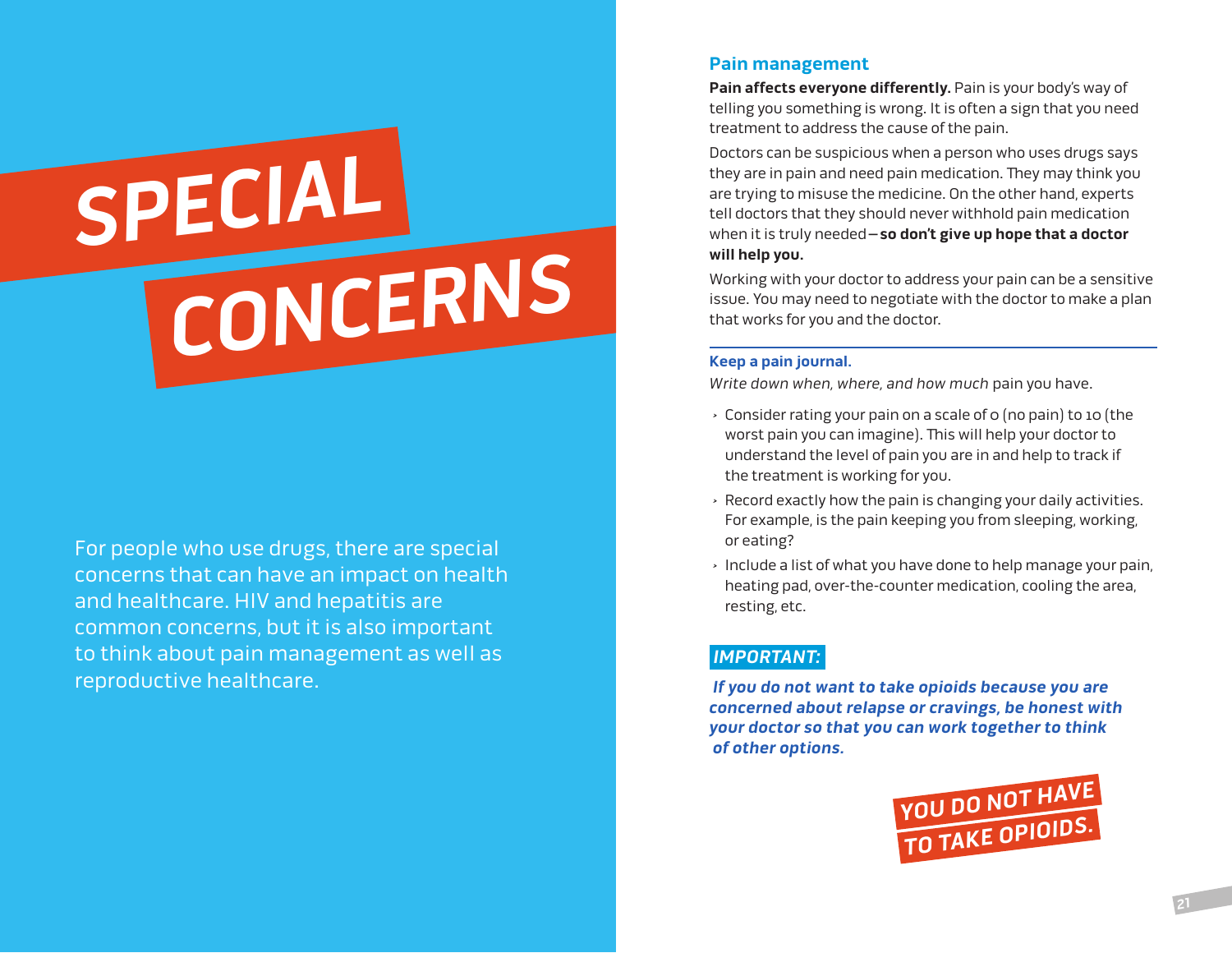# SPECIAL CONCERNS

For people who use drugs, there are special concerns that can have an impact on health and healthcare. HIV and hepatitis are common concerns, but it is also important to think about pain management as well as reproductive healthcare.

## Pain management

**Pain affects everyone differently.** Pain is your body's way of telling you something is wrong. It is often a sign that you need treatment to address the cause of the pain.

Doctors can be suspicious when a person who uses drugs says they are in pain and need pain medication. They may think you are trying to misuse the medicine. On the other hand, experts tell doctors that they should never withhold pain medication when it is truly needed—**so don't give up hope that a doctor will help you.**

Working with your doctor to address your pain can be a sensitive issue. You may need to negotiate with the doctor to make a plan that works for you and the doctor.

### Keep a pain journal.

*Write down when, where, and how much* pain you have.

- Consider rating your pain on a scale of 0 (no pain) to 10 (the worst pain you can imagine). This will help your doctor to understand the level of pain you are in and help to track if the treatment is working for you.
- Record exactly how the pain is changing your daily activities. For example, is the pain keeping you from sleeping, working, or eating?
- Include a list of what you have done to help manage your pain, heating pad, over-the-counter medication, cooling the area, resting, etc.

***IMPORTANT:***

***If you do not want to take opioids because you are concerned about relapse or cravings, be honest with your doctor so that you can work together to think of other options.***

**YOU DO NOT HAVE TO TAKE OPIOIDS.**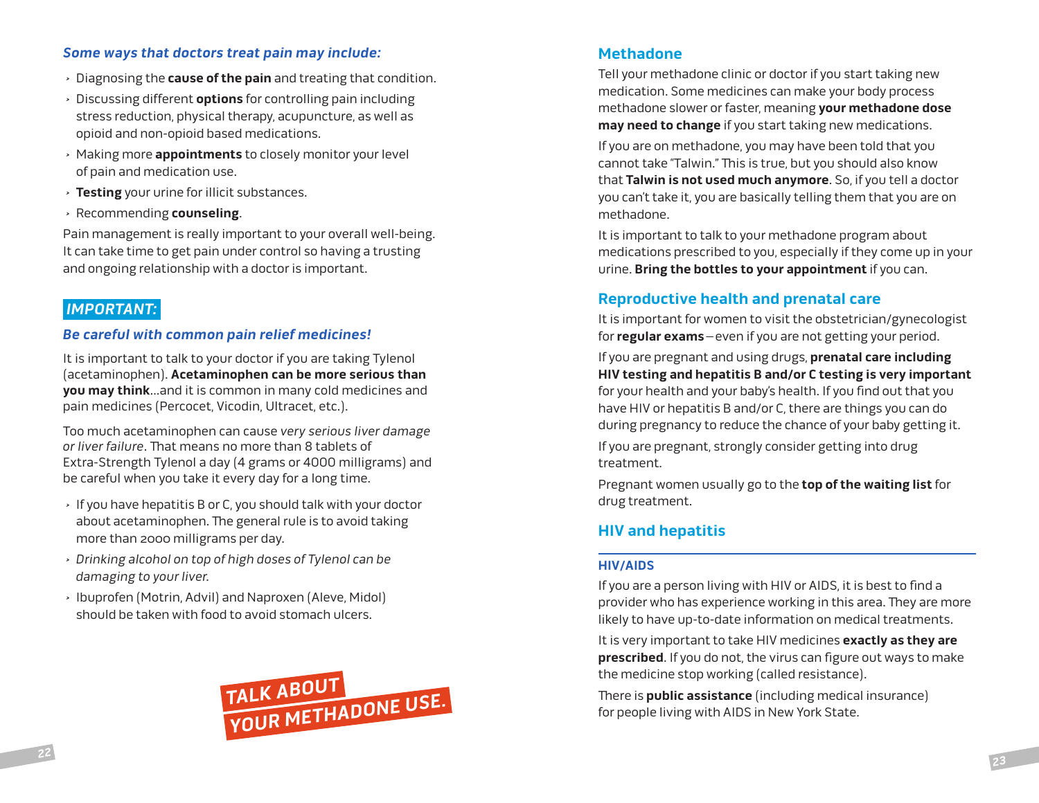***Some ways that doctors treat pain may include:***

- Diagnosing the **cause of the pain** and treating that condition.
- Discussing different **options** for controlling pain including stress reduction, physical therapy, acupuncture, as well as opioid and non-opioid based medications.
- Making more **appointments** to closely monitor your level of pain and medication use.
- **Testing** your urine for illicit substances.
- Recommending **counseling**.

Pain management is really important to your overall well-being. It can take time to get pain under control so having a trusting and ongoing relationship with a doctor is important.

***IMPORTANT:***

***Be careful with common pain relief medicines!***

It is important to talk to your doctor if you are taking Tylenol (acetaminophen). **Acetaminophen can be more serious than you may think**...and it is common in many cold medicines and pain medicines (Percocet, Vicodin, Ultracet, etc.).

Too much acetaminophen can cause *very serious liver damage or liver failure*. That means no more than 8 tablets of Extra-Strength Tylenol a day (4 grams or 4000 milligrams) and be careful when you take it every day for a long time.

- If you have hepatitis B or C, you should talk with your doctor about acetaminophen. The general rule is to avoid taking more than 2000 milligrams per day.
- *Drinking alcohol on top of high doses of Tylenol can be damaging to your liver.*
- Ibuprofen (Motrin, Advil) and Naproxen (Aleve, Midol) should be taken with food to avoid stomach ulcers.

TALK ABOUT YOUR METHADONE USE.

## Methadone

Tell your methadone clinic or doctor if you start taking new medication. Some medicines can make your body process methadone slower or faster, meaning **your methadone dose may need to change** if you start taking new medications.

If you are on methadone, you may have been told that you cannot take "Talwin." This is true, but you should also know that **Talwin is not used much anymore**. So, if you tell a doctor you can't take it, you are basically telling them that you are on methadone.

It is important to talk to your methadone program about medications prescribed to you, especially if they come up in your urine. **Bring the bottles to your appointment** if you can.

## Reproductive health and prenatal care

It is important for women to visit the obstetrician/gynecologist for **regular exams** – even if you are not getting your period.

If you are pregnant and using drugs, **prenatal care including HIV testing and hepatitis B and/or C testing is very important** for your health and your baby's health. If you find out that you have HIV or hepatitis B and/or C, there are things you can do during pregnancy to reduce the chance of your baby getting it.

If you are pregnant, strongly consider getting into drug treatment.

Pregnant women usually go to the **top of the waiting list** for drug treatment.

## HIV and hepatitis

### HIV/AIDS

If you are a person living with HIV or AIDS, it is best to find a provider who has experience working in this area. They are more likely to have up-to-date information on medical treatments.

It is very important to take HIV medicines **exactly as they are prescribed**. If you do not, the virus can figure out ways to make the medicine stop working (called resistance).

There is **public assistance** (including medical insurance) for people living with AIDS in New York State.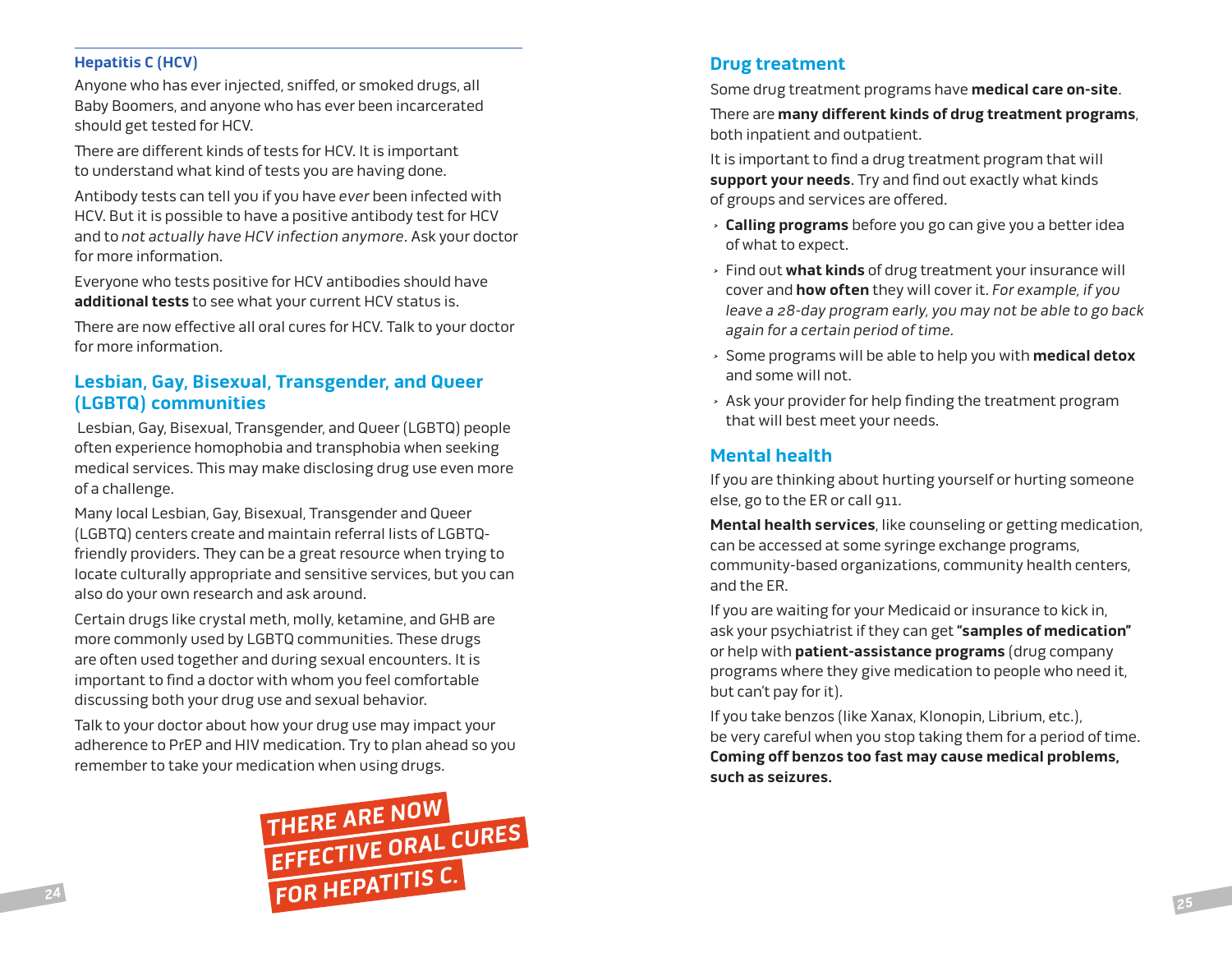### Hepatitis C (HCV)

Anyone who has ever injected, sniffed, or smoked drugs, all Baby Boomers, and anyone who has ever been incarcerated should get tested for HCV.

There are different kinds of tests for HCV. It is important to understand what kind of tests you are having done.

Antibody tests can tell you if you have *ever* been infected with HCV. But it is possible to have a positive antibody test for HCV and to *not actually have HCV infection anymore*. Ask your doctor for more information.

Everyone who tests positive for HCV antibodies should have **additional tests** to see what your current HCV status is.

There are now effective all oral cures for HCV. Talk to your doctor for more information.

## Lesbian, Gay, Bisexual, Transgender, and Queer (LGBTQ) communities

Lesbian, Gay, Bisexual, Transgender, and Queer (LGBTQ) people often experience homophobia and transphobia when seeking medical services. This may make disclosing drug use even more of a challenge.

Many local Lesbian, Gay, Bisexual, Transgender and Queer (LGBTQ) centers create and maintain referral lists of LGBTQ-friendly providers. They can be a great resource when trying to locate culturally appropriate and sensitive services, but you can also do your own research and ask around.

Certain drugs like crystal meth, molly, ketamine, and GHB are more commonly used by LGBTQ communities. These drugs are often used together and during sexual encounters. It is important to find a doctor with whom you feel comfortable discussing both your drug use and sexual behavior.

Talk to your doctor about how your drug use may impact your adherence to PrEP and HIV medication. Try to plan ahead so you remember to take your medication when using drugs.

**THERE ARE NOW EFFECTIVE ORAL CURES FOR HEPATITIS C.**

## Drug treatment

Some drug treatment programs have **medical care on-site**.

There are **many different kinds of drug treatment programs**, both inpatient and outpatient.

It is important to find a drug treatment program that will **support your needs**. Try and find out exactly what kinds of groups and services are offered.

- **Calling programs** before you go can give you a better idea of what to expect.
- Find out **what kinds** of drug treatment your insurance will cover and **how often** they will cover it. *For example, if you leave a 28-day program early, you may not be able to go back again for a certain period of time.*
- Some programs will be able to help you with **medical detox** and some will not.
- Ask your provider for help finding the treatment program that will best meet your needs.

## Mental health

If you are thinking about hurting yourself or hurting someone else, go to the ER or call 911.

**Mental health services**, like counseling or getting medication, can be accessed at some syringe exchange programs, community-based organizations, community health centers, and the ER.

If you are waiting for your Medicaid or insurance to kick in, ask your psychiatrist if they can get **"samples of medication"** or help with **patient-assistance programs** (drug company programs where they give medication to people who need it, but can't pay for it).

If you take benzos (like Xanax, Klonopin, Librium, etc.), be very careful when you stop taking them for a period of time. **Coming off benzos too fast may cause medical problems, such as seizures.**